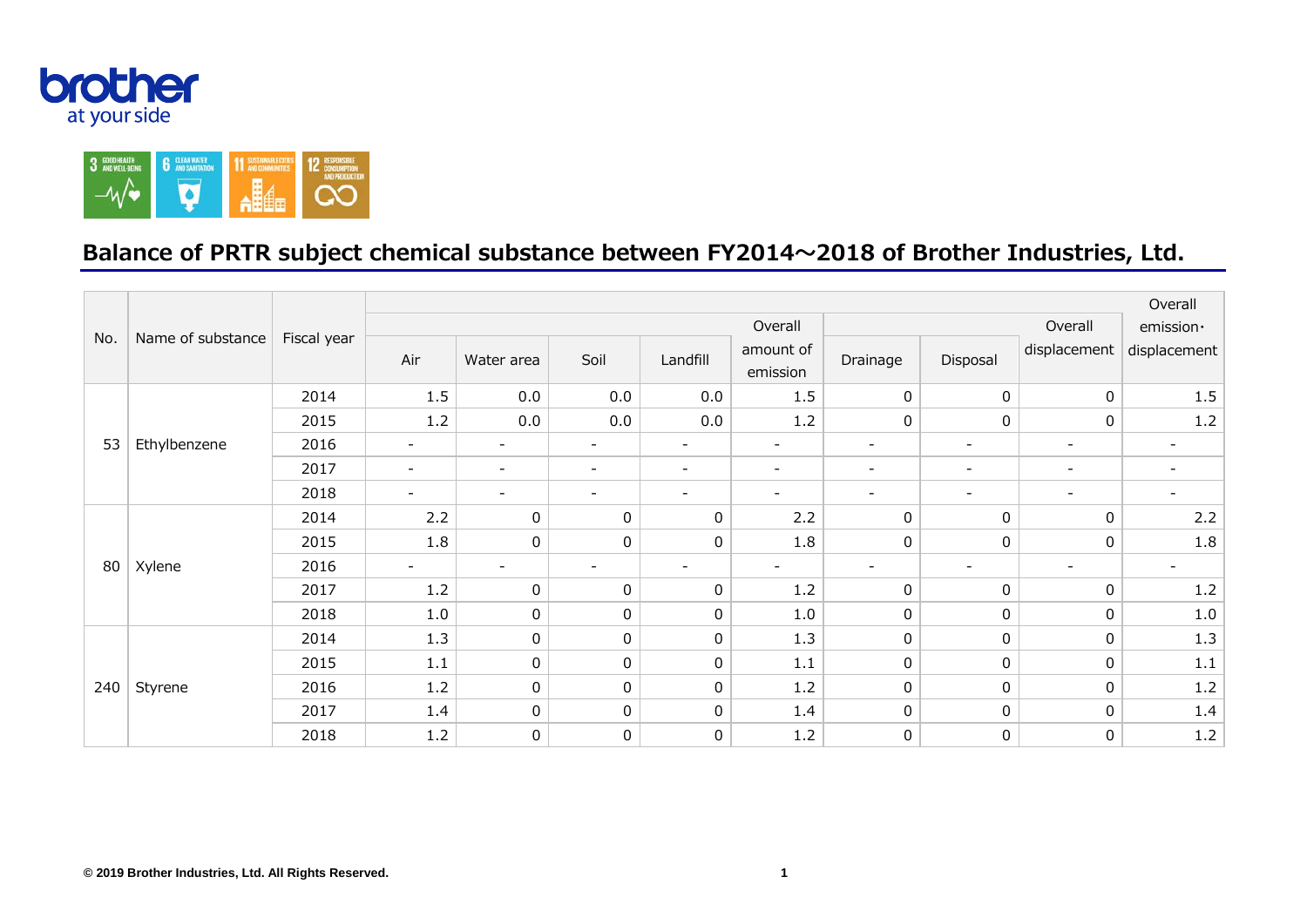brother at your side

## Balance of PRTR subject chemical substance between FY2014～2018 of Brother Industries, Ltd.

| No. | Name of substance | Fiscal year | Air | Water area | Soil | Landfill | Overall amount of emission | Drainage | Disposal | Overall displacement | Overall emission・displacement |
|---|---|---|---|---|---|---|---|---|---|---|---|
| 53 | Ethylbenzene | 2014 | 1.5 | 0.0 | 0.0 | 0.0 | 1.5 | 0 | 0 | 0 | 1.5 |
| | | 2015 | 1.2 | 0.0 | 0.0 | 0.0 | 1.2 | 0 | 0 | 0 | 1.2 |
| | | 2016 | - | - | - | - | - | - | - | - | - |
| | | 2017 | - | - | - | - | - | - | - | - | - |
| | | 2018 | - | - | - | - | - | - | - | - | - |
| 80 | Xylene | 2014 | 2.2 | 0 | 0 | 0 | 2.2 | 0 | 0 | 0 | 2.2 |
| | | 2015 | 1.8 | 0 | 0 | 0 | 1.8 | 0 | 0 | 0 | 1.8 |
| | | 2016 | - | - | - | - | - | - | - | - | - |
| | | 2017 | 1.2 | 0 | 0 | 0 | 1.2 | 0 | 0 | 0 | 1.2 |
| | | 2018 | 1.0 | 0 | 0 | 0 | 1.0 | 0 | 0 | 0 | 1.0 |
| 240 | Styrene | 2014 | 1.3 | 0 | 0 | 0 | 1.3 | 0 | 0 | 0 | 1.3 |
| | | 2015 | 1.1 | 0 | 0 | 0 | 1.1 | 0 | 0 | 0 | 1.1 |
| | | 2016 | 1.2 | 0 | 0 | 0 | 1.2 | 0 | 0 | 0 | 1.2 |
| | | 2017 | 1.4 | 0 | 0 | 0 | 1.4 | 0 | 0 | 0 | 1.4 |
| | | 2018 | 1.2 | 0 | 0 | 0 | 1.2 | 0 | 0 | 0 | 1.2 |

© 2019 Brother Industries, Ltd. All Rights Reserved.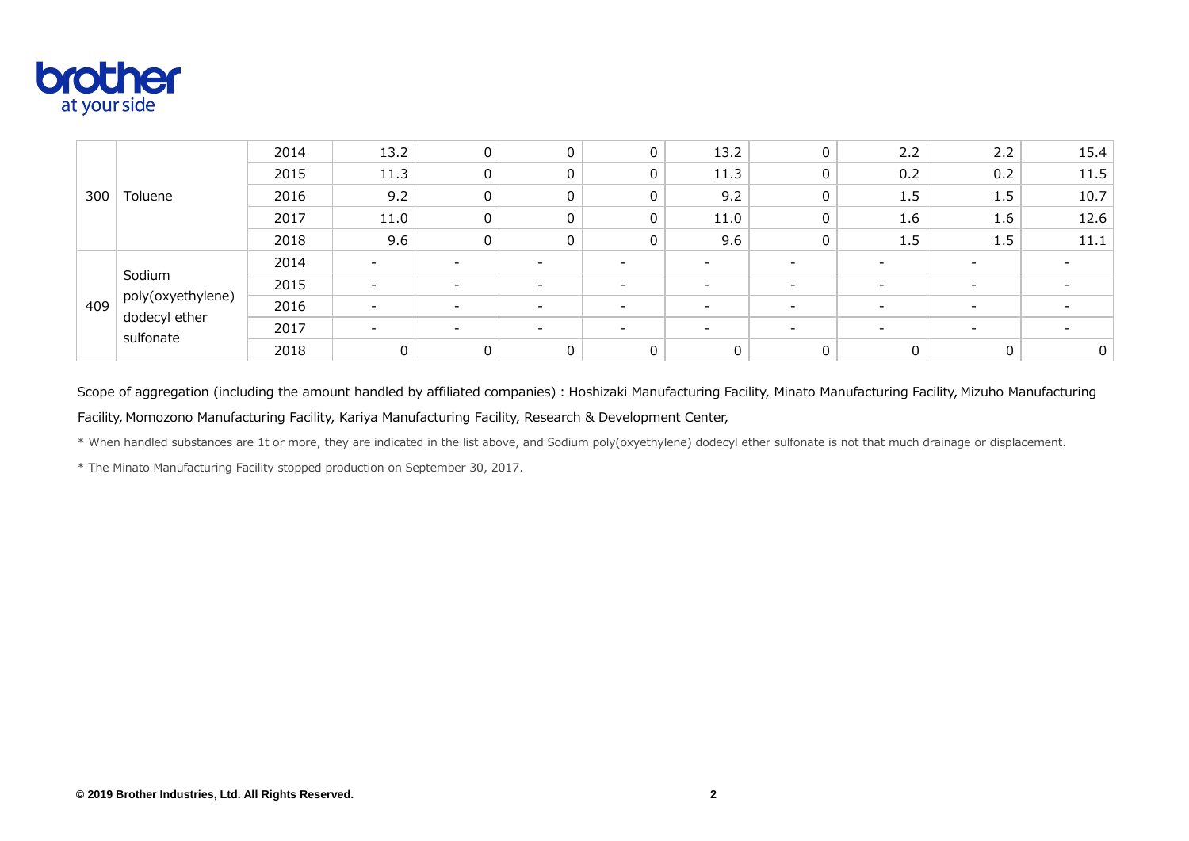| | | | | | | | | | | | |
|---|---|---|---|---|---|---|---|---|---|---|---|
| 300 | Toluene | 2014 | 13.2 | 0 | 0 | 0 | 13.2 | 0 | 2.2 | 2.2 | 15.4 |
| | | 2015 | 11.3 | 0 | 0 | 0 | 11.3 | 0 | 0.2 | 0.2 | 11.5 |
| | | 2016 | 9.2 | 0 | 0 | 0 | 9.2 | 0 | 1.5 | 1.5 | 10.7 |
| | | 2017 | 11.0 | 0 | 0 | 0 | 11.0 | 0 | 1.6 | 1.6 | 12.6 |
| | | 2018 | 9.6 | 0 | 0 | 0 | 9.6 | 0 | 1.5 | 1.5 | 11.1 |
| 409 | Sodium poly(oxyethylene) dodecyl ether sulfonate | 2014 | - | - | - | - | - | - | - | - | - |
| | | 2015 | - | - | - | - | - | - | - | - | - |
| | | 2016 | - | - | - | - | - | - | - | - | - |
| | | 2017 | - | - | - | - | - | - | - | - | - |
| | | 2018 | 0 | 0 | 0 | 0 | 0 | 0 | 0 | 0 | 0 |

Scope of aggregation (including the amount handled by affiliated companies) : Hoshizaki Manufacturing Facility, Minato Manufacturing Facility, Mizuho Manufacturing Facility, Momozono Manufacturing Facility, Kariya Manufacturing Facility, Research & Development Center,

* When handled substances are 1t or more, they are indicated in the list above, and Sodium poly(oxyethylene) dodecyl ether sulfonate is not that much drainage or displacement.

* The Minato Manufacturing Facility stopped production on September 30, 2017.

© 2019 Brother Industries, Ltd. All Rights Reserved.